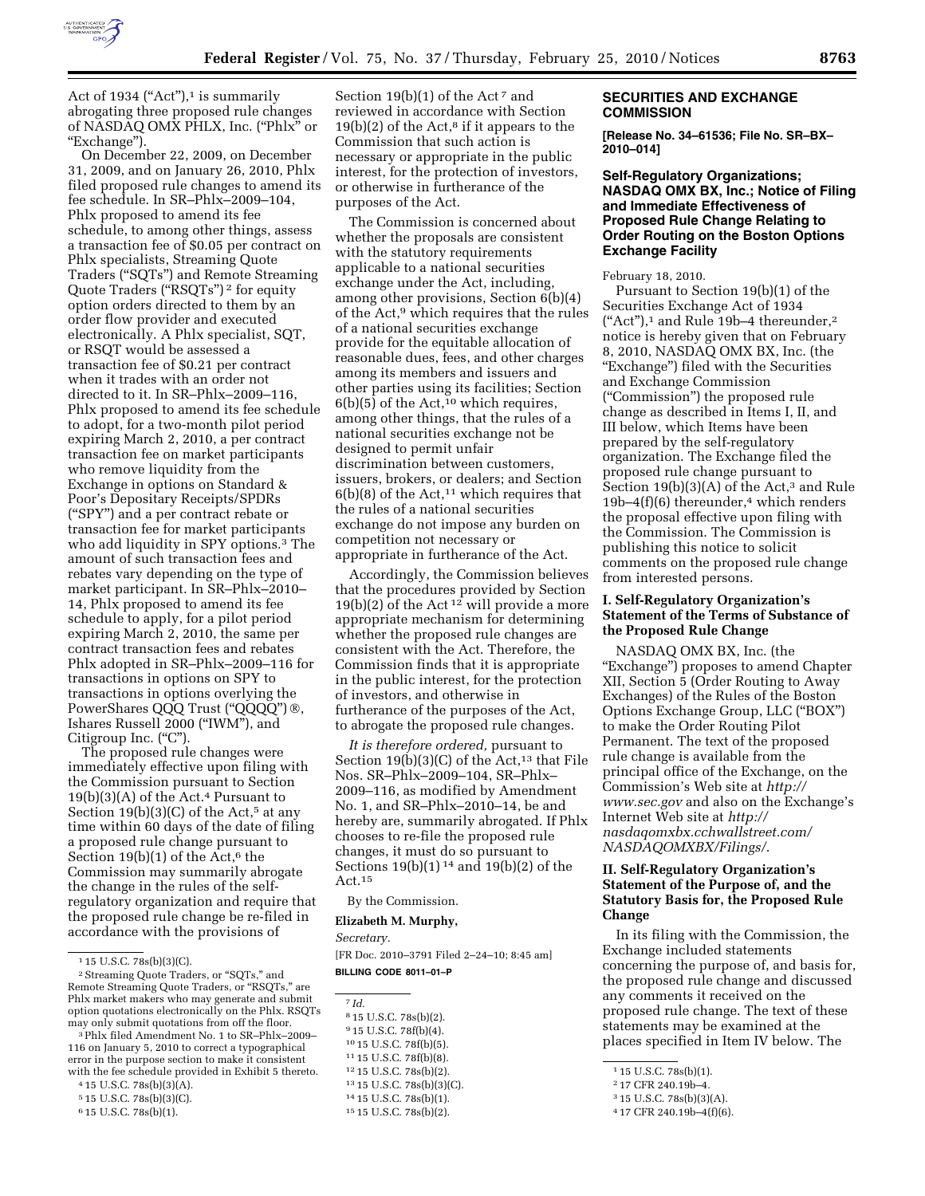Act of 1934 ("Act"),[1] is summarily abrogating three proposed rule changes of NASDAQ OMX PHLX, Inc. ("Phlx" or "Exchange").

On December 22, 2009, on December 31, 2009, and on January 26, 2010, Phlx filed proposed rule changes to amend its fee schedule. In SR–Phlx–2009–104, Phlx proposed to amend its fee schedule, to among other things, assess a transaction fee of $0.05 per contract on Phlx specialists, Streaming Quote Traders ("SQTs") and Remote Streaming Quote Traders ("RSQTs") [2] for equity option orders directed to them by an order flow provider and executed electronically. A Phlx specialist, SQT, or RSQT would be assessed a transaction fee of $0.21 per contract when it trades with an order not directed to it. In SR–Phlx–2009–116, Phlx proposed to amend its fee schedule to adopt, for a two-month pilot period expiring March 2, 2010, a per contract transaction fee on market participants who remove liquidity from the Exchange in options on Standard & Poor's Depositary Receipts/SPDRs ("SPY") and a per contract rebate or transaction fee for market participants who add liquidity in SPY options.[3] The amount of such transaction fees and rebates vary depending on the type of market participant. In SR–Phlx–2010–14, Phlx proposed to amend its fee schedule to apply, for a pilot period expiring March 2, 2010, the same per contract transaction fees and rebates Phlx adopted in SR–Phlx–2009–116 for transactions in options on SPY to transactions in options overlying the PowerShares QQQ Trust ("QQQQ")®, Ishares Russell 2000 ("IWM"), and Citigroup Inc. ("C").

The proposed rule changes were immediately effective upon filing with the Commission pursuant to Section 19(b)(3)(A) of the Act.[4] Pursuant to Section 19(b)(3)(C) of the Act,[5] at any time within 60 days of the date of filing a proposed rule change pursuant to Section 19(b)(1) of the Act,[6] the Commission may summarily abrogate the change in the rules of the self-regulatory organization and require that the proposed rule change be re-filed in accordance with the provisions of Section 19(b)(1) of the Act [7] and reviewed in accordance with Section 19(b)(2) of the Act,[8] if it appears to the Commission that such action is necessary or appropriate in the public interest, for the protection of investors, or otherwise in furtherance of the purposes of the Act.

The Commission is concerned about whether the proposals are consistent with the statutory requirements applicable to a national securities exchange under the Act, including, among other provisions, Section 6(b)(4) of the Act,[9] which requires that the rules of a national securities exchange provide for the equitable allocation of reasonable dues, fees, and other charges among its members and issuers and other parties using its facilities; Section 6(b)(5) of the Act,[10] which requires, among other things, that the rules of a national securities exchange not be designed to permit unfair discrimination between customers, issuers, brokers, or dealers; and Section 6(b)(8) of the Act,[11] which requires that the rules of a national securities exchange do not impose any burden on competition not necessary or appropriate in furtherance of the Act.

Accordingly, the Commission believes that the procedures provided by Section 19(b)(2) of the Act [12] will provide a more appropriate mechanism for determining whether the proposed rule changes are consistent with the Act. Therefore, the Commission finds that it is appropriate in the public interest, for the protection of investors, and otherwise in furtherance of the purposes of the Act, to abrogate the proposed rule changes.

*It is therefore ordered,* pursuant to Section 19(b)(3)(C) of the Act,[13] that File Nos. SR–Phlx–2009–104, SR–Phlx–2009–116, as modified by Amendment No. 1, and SR–Phlx–2010–14, be and hereby are, summarily abrogated. If Phlx chooses to re-file the proposed rule changes, it must do so pursuant to Sections 19(b)(1) [14] and 19(b)(2) of the Act.[15]

By the Commission.

**Elizabeth M. Murphy,**

*Secretary.*

[FR Doc. 2010–3791 Filed 2–24–10; 8:45 am]

**BILLING CODE 8011–01–P**

[1] 15 U.S.C. 78s(b)(3)(C).

[2] Streaming Quote Traders, or "SQTs," and Remote Streaming Quote Traders, or "RSQTs," are Phlx market makers who may generate and submit option quotations electronically on the Phlx. RSQTs may only submit quotations from off the floor.

[3] Phlx filed Amendment No. 1 to SR–Phlx–2009–116 on January 5, 2010 to correct a typographical error in the purpose section to make it consistent with the fee schedule provided in Exhibit 5 thereto.

[4] 15 U.S.C. 78s(b)(3)(A).

[5] 15 U.S.C. 78s(b)(3)(C).

[6] 15 U.S.C. 78s(b)(1).

[7] *Id.*

[8] 15 U.S.C. 78s(b)(2).

[9] 15 U.S.C. 78f(b)(4).

[10] 15 U.S.C. 78f(b)(5).

[11] 15 U.S.C. 78f(b)(8).

[12] 15 U.S.C. 78s(b)(2).

[13] 15 U.S.C. 78s(b)(3)(C).

[14] 15 U.S.C. 78s(b)(1).

[15] 15 U.S.C. 78s(b)(2).

## SECURITIES AND EXCHANGE COMMISSION

**[Release No. 34–61536; File No. SR–BX–2010–014]**

### Self-Regulatory Organizations; NASDAQ OMX BX, Inc.; Notice of Filing and Immediate Effectiveness of Proposed Rule Change Relating to Order Routing on the Boston Options Exchange Facility

February 18, 2010.

Pursuant to Section 19(b)(1) of the Securities Exchange Act of 1934 ("Act"),[1] and Rule 19b–4 thereunder,[2] notice is hereby given that on February 8, 2010, NASDAQ OMX BX, Inc. (the "Exchange") filed with the Securities and Exchange Commission ("Commission") the proposed rule change as described in Items I, II, and III below, which Items have been prepared by the self-regulatory organization. The Exchange filed the proposed rule change pursuant to Section 19(b)(3)(A) of the Act,[3] and Rule 19b–4(f)(6) thereunder,[4] which renders the proposal effective upon filing with the Commission. The Commission is publishing this notice to solicit comments on the proposed rule change from interested persons.

### I. Self-Regulatory Organization's Statement of the Terms of Substance of the Proposed Rule Change

NASDAQ OMX BX, Inc. (the "Exchange") proposes to amend Chapter XII, Section 5 (Order Routing to Away Exchanges) of the Rules of the Boston Options Exchange Group, LLC ("BOX") to make the Order Routing Pilot Permanent. The text of the proposed rule change is available from the principal office of the Exchange, on the Commission's Web site at *http://www.sec.gov* and also on the Exchange's Internet Web site at *http://nasdaqomxbx.cchwallstreet.com/NASDAQOMXBX/Filings/*.

### II. Self-Regulatory Organization's Statement of the Purpose of, and the Statutory Basis for, the Proposed Rule Change

In its filing with the Commission, the Exchange included statements concerning the purpose of, and basis for, the proposed rule change and discussed any comments it received on the proposed rule change. The text of these statements may be examined at the places specified in Item IV below. The

[1] 15 U.S.C. 78s(b)(1).

[2] 17 CFR 240.19b–4.

[3] 15 U.S.C. 78s(b)(3)(A).

[4] 17 CFR 240.19b–4(f)(6).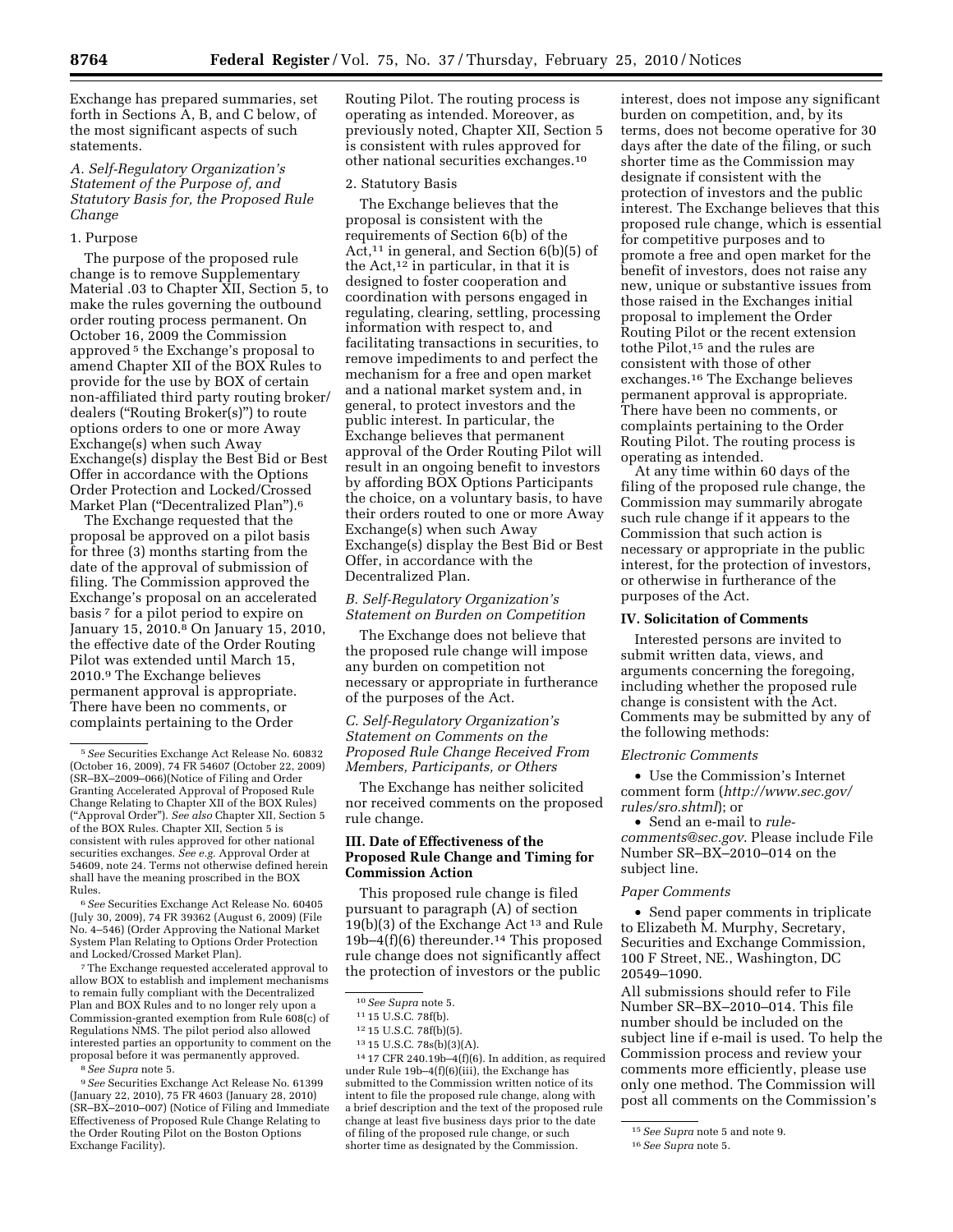Exchange has prepared summaries, set forth in Sections A, B, and C below, of the most significant aspects of such statements.

*A. Self-Regulatory Organization's Statement of the Purpose of, and Statutory Basis for, the Proposed Rule Change*

1. Purpose

The purpose of the proposed rule change is to remove Supplementary Material .03 to Chapter XII, Section 5, to make the rules governing the outbound order routing process permanent. On October 16, 2009 the Commission approved [5] the Exchange's proposal to amend Chapter XII of the BOX Rules to provide for the use by BOX of certain non-affiliated third party routing broker/dealers ("Routing Broker(s)") to route options orders to one or more Away Exchange(s) when such Away Exchange(s) display the Best Bid or Best Offer in accordance with the Options Order Protection and Locked/Crossed Market Plan ("Decentralized Plan").[6]

The Exchange requested that the proposal be approved on a pilot basis for three (3) months starting from the date of the approval of submission of filing. The Commission approved the Exchange's proposal on an accelerated basis [7] for a pilot period to expire on January 15, 2010.[8] On January 15, 2010, the effective date of the Order Routing Pilot was extended until March 15, 2010.[9] The Exchange believes permanent approval is appropriate. There have been no comments, or complaints pertaining to the Order Routing Pilot. The routing process is operating as intended. Moreover, as previously noted, Chapter XII, Section 5 is consistent with rules approved for other national securities exchanges.[10]

2. Statutory Basis

The Exchange believes that the proposal is consistent with the requirements of Section 6(b) of the Act,[11] in general, and Section 6(b)(5) of the Act,[12] in particular, in that it is designed to foster cooperation and coordination with persons engaged in regulating, clearing, settling, processing information with respect to, and facilitating transactions in securities, to remove impediments to and perfect the mechanism for a free and open market and a national market system and, in general, to protect investors and the public interest. In particular, the Exchange believes that permanent approval of the Order Routing Pilot will result in an ongoing benefit to investors by affording BOX Options Participants the choice, on a voluntary basis, to have their orders routed to one or more Away Exchange(s) when such Away Exchange(s) display the Best Bid or Best Offer, in accordance with the Decentralized Plan.

*B. Self-Regulatory Organization's Statement on Burden on Competition*

The Exchange does not believe that the proposed rule change will impose any burden on competition not necessary or appropriate in furtherance of the purposes of the Act.

*C. Self-Regulatory Organization's Statement on Comments on the Proposed Rule Change Received From Members, Participants, or Others*

The Exchange has neither solicited nor received comments on the proposed rule change.

## III. Date of Effectiveness of the Proposed Rule Change and Timing for Commission Action

This proposed rule change is filed pursuant to paragraph (A) of section 19(b)(3) of the Exchange Act [13] and Rule 19b–4(f)(6) thereunder.[14] This proposed rule change does not significantly affect the protection of investors or the public interest, does not impose any significant burden on competition, and, by its terms, does not become operative for 30 days after the date of the filing, or such shorter time as the Commission may designate if consistent with the protection of investors and the public interest. The Exchange believes that this proposed rule change, which is essential for competitive purposes and to promote a free and open market for the benefit of investors, does not raise any new, unique or substantive issues from those raised in the Exchanges initial proposal to implement the Order Routing Pilot or the recent extension tothe Pilot,[15] and the rules are consistent with those of other exchanges.[16] The Exchange believes permanent approval is appropriate. There have been no comments, or complaints pertaining to the Order Routing Pilot. The routing process is operating as intended.

At any time within 60 days of the filing of the proposed rule change, the Commission may summarily abrogate such rule change if it appears to the Commission that such action is necessary or appropriate in the public interest, for the protection of investors, or otherwise in furtherance of the purposes of the Act.

## IV. Solicitation of Comments

Interested persons are invited to submit written data, views, and arguments concerning the foregoing, including whether the proposed rule change is consistent with the Act. Comments may be submitted by any of the following methods:

*Electronic Comments*

- Use the Commission's Internet comment form (*http://www.sec.gov/rules/sro.shtml*); or
- Send an e-mail to *rule-comments@sec.gov*. Please include File Number SR–BX–2010–014 on the subject line.

*Paper Comments*

- Send paper comments in triplicate to Elizabeth M. Murphy, Secretary, Securities and Exchange Commission, 100 F Street, NE., Washington, DC 20549–1090.

All submissions should refer to File Number SR–BX–2010–014. This file number should be included on the subject line if e-mail is used. To help the Commission process and review your comments more efficiently, please use only one method. The Commission will post all comments on the Commission's

---

[5] *See* Securities Exchange Act Release No. 60832 (October 16, 2009), 74 FR 54607 (October 22, 2009) (SR–BX–2009–066)(Notice of Filing and Order Granting Accelerated Approval of Proposed Rule Change Relating to Chapter XII of the BOX Rules) ("Approval Order"). *See also* Chapter XII, Section 5 of the BOX Rules. Chapter XII, Section 5 is consistent with rules approved for other national securities exchanges. *See e.g.* Approval Order at 54609, note 24. Terms not otherwise defined herein shall have the meaning proscribed in the BOX Rules.

[6] *See* Securities Exchange Act Release No. 60405 (July 30, 2009), 74 FR 39362 (August 6, 2009) (File No. 4–546) (Order Approving the National Market System Plan Relating to Options Order Protection and Locked/Crossed Market Plan).

[7] The Exchange requested accelerated approval to allow BOX to establish and implement mechanisms to remain fully compliant with the Decentralized Plan and BOX Rules and to no longer rely upon a Commission-granted exemption from Rule 608(c) of Regulations NMS. The pilot period also allowed interested parties an opportunity to comment on the proposal before it was permanently approved.

[8] *See Supra* note 5.

[9] *See* Securities Exchange Act Release No. 61399 (January 22, 2010), 75 FR 4603 (January 28, 2010) (SR–BX–2010–007) (Notice of Filing and Immediate Effectiveness of Proposed Rule Change Relating to the Order Routing Pilot on the Boston Options Exchange Facility).

[10] *See Supra* note 5.

[11] 15 U.S.C. 78f(b).

[12] 15 U.S.C. 78f(b)(5).

[13] 15 U.S.C. 78s(b)(3)(A).

[14] 17 CFR 240.19b–4(f)(6). In addition, as required under Rule 19b–4(f)(6)(iii), the Exchange has submitted to the Commission written notice of its intent to file the proposed rule change, along with a brief description and the text of the proposed rule change at least five business days prior to the date of filing of the proposed rule change, or such shorter time as designated by the Commission.

[15] *See Supra* note 5 and note 9.

[16] *See Supra* note 5.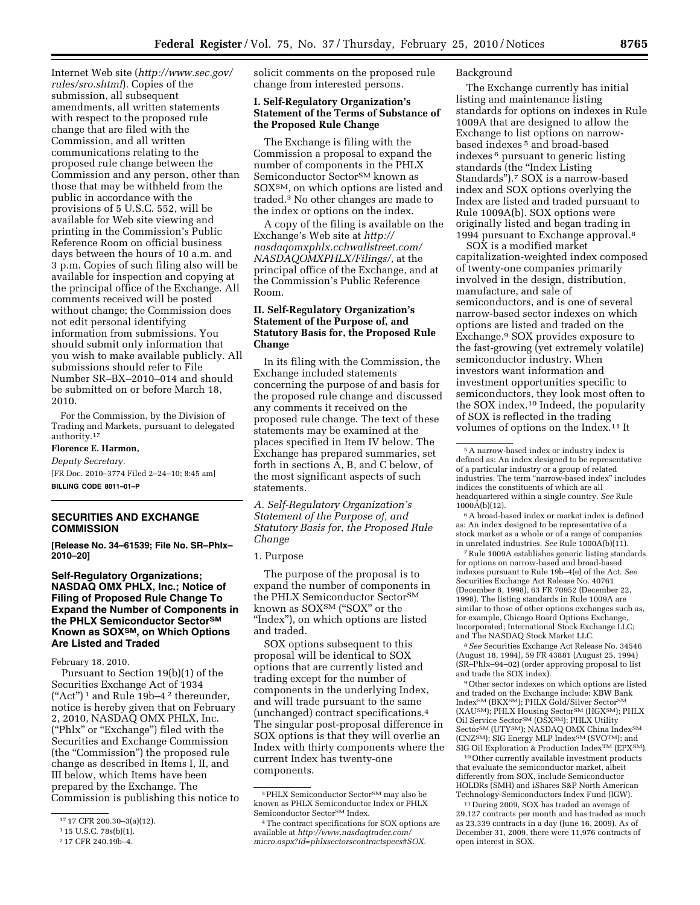Internet Web site (*http://www.sec.gov/rules/sro.shtml*). Copies of the submission, all subsequent amendments, all written statements with respect to the proposed rule change that are filed with the Commission, and all written communications relating to the proposed rule change between the Commission and any person, other than those that may be withheld from the public in accordance with the provisions of 5 U.S.C. 552, will be available for Web site viewing and printing in the Commission's Public Reference Room on official business days between the hours of 10 a.m. and 3 p.m. Copies of such filing also will be available for inspection and copying at the principal office of the Exchange. All comments received will be posted without change; the Commission does not edit personal identifying information from submissions. You should submit only information that you wish to make available publicly. All submissions should refer to File Number SR–BX–2010–014 and should be submitted on or before March 18, 2010.

For the Commission, by the Division of Trading and Markets, pursuant to delegated authority.[17]

**Florence E. Harmon,**

*Deputy Secretary.*

[FR Doc. 2010–3774 Filed 2–24–10; 8:45 am]

**BILLING CODE 8011–01–P**

[17] 17 CFR 200.30–3(a)(12).

## SECURITIES AND EXCHANGE COMMISSION

**[Release No. 34–61539; File No. SR–Phlx–2010–20]**

## Self-Regulatory Organizations; NASDAQ OMX PHLX, Inc.; Notice of Filing of Proposed Rule Change To Expand the Number of Components in the PHLX Semiconductor Sector℠ Known as SOX℠, on Which Options Are Listed and Traded

February 18, 2010.

Pursuant to Section 19(b)(1) of the Securities Exchange Act of 1934 ("Act")[1] and Rule 19b–4[2] thereunder, notice is hereby given that on February 2, 2010, NASDAQ OMX PHLX, Inc. ("Phlx" or "Exchange") filed with the Securities and Exchange Commission (the "Commission") the proposed rule change as described in Items I, II, and III below, which Items have been prepared by the Exchange. The Commission is publishing this notice to solicit comments on the proposed rule change from interested persons.

[1] 15 U.S.C. 78s(b)(1).

[2] 17 CFR 240.19b–4.

### I. Self-Regulatory Organization's Statement of the Terms of Substance of the Proposed Rule Change

The Exchange is filing with the Commission a proposal to expand the number of components in the PHLX Semiconductor Sector℠ known as SOX℠, on which options are listed and traded.[3] No other changes are made to the index or options on the index.

A copy of the filing is available on the Exchange's Web site at *http://nasdaqomxphlx.cchwallstreet.com/NASDAQOMXPHLX/Filings/*, at the principal office of the Exchange, and at the Commission's Public Reference Room.

### II. Self-Regulatory Organization's Statement of the Purpose of, and Statutory Basis for, the Proposed Rule Change

In its filing with the Commission, the Exchange included statements concerning the purpose of and basis for the proposed rule change and discussed any comments it received on the proposed rule change. The text of these statements may be examined at the places specified in Item IV below. The Exchange has prepared summaries, set forth in sections A, B, and C below, of the most significant aspects of such statements.

*A. Self-Regulatory Organization's Statement of the Purpose of, and Statutory Basis for, the Proposed Rule Change*

1. Purpose

The purpose of the proposal is to expand the number of components in the PHLX Semiconductor Sector℠ known as SOX℠ ("SOX" or the "Index"), on which options are listed and traded.

SOX options subsequent to this proposal will be identical to SOX options that are currently listed and trading except for the number of components in the underlying Index, and will trade pursuant to the same (unchanged) contract specifications.[4] The singular post-proposal difference in SOX options is that they will overlie an Index with thirty components where the current Index has twenty-one components.

[3] PHLX Semiconductor Sector℠ may also be known as PHLX Semiconductor Index or PHLX Semiconductor Sector℠ Index.

[4] The contract specifications for SOX options are available at *http://www.nasdaqtrader.com/micro.aspx?id=phlxsectorscontractspecs#SOX*.

Background

The Exchange currently has initial listing and maintenance listing standards for options on indexes in Rule 1009A that are designed to allow the Exchange to list options on narrow-based indexes[5] and broad-based indexes[6] pursuant to generic listing standards (the "Index Listing Standards").[7] SOX is a narrow-based index and SOX options overlying the Index are listed and traded pursuant to Rule 1009A(b). SOX options were originally listed and began trading in 1994 pursuant to Exchange approval.[8]

SOX is a modified market capitalization-weighted index composed of twenty-one companies primarily involved in the design, distribution, manufacture, and sale of semiconductors, and is one of several narrow-based sector indexes on which options are listed and traded on the Exchange.[9] SOX provides exposure to the fast-growing (yet extremely volatile) semiconductor industry. When investors want information and investment opportunities specific to semiconductors, they look most often to the SOX index.[10] Indeed, the popularity of SOX is reflected in the trading volumes of options on the Index.[11] It

[5] A narrow-based index or industry index is defined as: An index designed to be representative of a particular industry or a group of related industries. The term "narrow-based index" includes indices the constituents of which are all headquartered within a single country. *See* Rule 1000A(b)(12).

[6] A broad-based index or market index is defined as: An index designed to be representative of a stock market as a whole or of a range of companies in unrelated industries. *See* Rule 1000A(b)(11).

[7] Rule 1009A establishes generic listing standards for options on narrow-based and broad-based indexes pursuant to Rule 19b–4(e) of the Act. *See* Securities Exchange Act Release No. 40761 (December 8, 1998), 63 FR 70952 (December 22, 1998). The listing standards in Rule 1009A are similar to those of other options exchanges such as, for example, Chicago Board Options Exchange, Incorporated; International Stock Exchange LLC; and The NASDAQ Stock Market LLC.

[8] *See* Securities Exchange Act Release No. 34546 (August 18, 1994), 59 FR 43881 (August 25, 1994) (SR–Phlx–94–02) (order approving proposal to list and trade the SOX index).

[9] Other sector indexes on which options are listed and traded on the Exchange include: KBW Bank Index℠ (BKX℠); PHLX Gold/Silver Sector℠ (XAU℠); PHLX Housing Sector℠ (HGX℠); PHLX Oil Service Sector℠ (OSX℠); PHLX Utility Sector℠ (UTY℠); NASDAQ OMX China Index℠ (CNZ℠); SIG Energy MLP Index℠ (SVO™); and SIG Oil Exploration & Production Index™ (EPX℠).

[10] Other currently available investment products that evaluate the semiconductor market, albeit differently from SOX, include Semiconductor HOLDRs (SMH) and iShares S&P North American Technology-Semiconductors Index Fund (IGW).

[11] During 2009, SOX has traded an average of 29,127 contracts per month and has traded as much as 23,339 contracts in a day (June 16, 2009). As of December 31, 2009, there were 11,976 contracts of open interest in SOX.